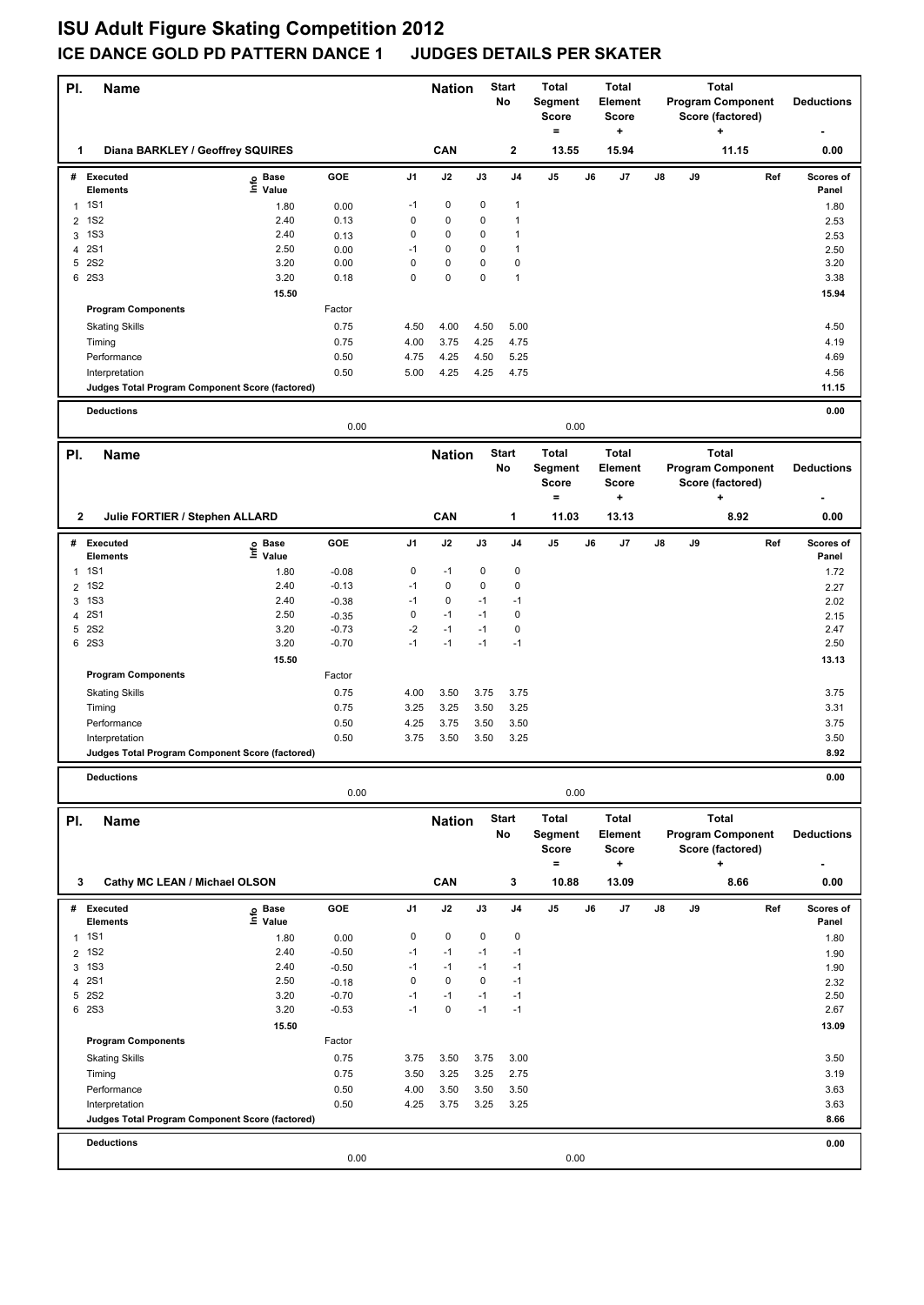# ISU Adult Figure Skating Competition 2012

## ICE DANCE GOLD PD PATTERN DANCE 1 JUDGES DETAILS PER SKATER

| Pl. | Name | Nation | Start No | Total Segment Score = | Total Element Score + | Total Program Component Score (factored) + | Deductions - |
|---|---|---|---|---|---|---|---|
| 1 | Diana BARKLEY / Geoffrey SQUIRES | CAN | 2 | 13.55 | 15.94 | 11.15 | 0.00 |

| # | Executed Elements | Info | Base Value | GOE | J1 | J2 | J3 | J4 | J5 | J6 | J7 | J8 | J9 | Ref | Scores of Panel |
|---|---|---|---|---|---|---|---|---|---|---|---|---|---|---|---|
| 1 | 1S1 | | 1.80 | 0.00 | -1 | 0 | 0 | 1 | | | | | | | 1.80 |
| 2 | 1S2 | | 2.40 | 0.13 | 0 | 0 | 0 | 1 | | | | | | | 2.53 |
| 3 | 1S3 | | 2.40 | 0.13 | 0 | 0 | 0 | 1 | | | | | | | 2.53 |
| 4 | 2S1 | | 2.50 | 0.00 | -1 | 0 | 0 | 1 | | | | | | | 2.50 |
| 5 | 2S2 | | 3.20 | 0.00 | 0 | 0 | 0 | 0 | | | | | | | 3.20 |
| 6 | 2S3 | | 3.20 | 0.18 | 0 | 0 | 0 | 1 | | | | | | | 3.38 |
| | | | 15.50 | | | | | | | | | | | | 15.94 |
| | **Program Components** | | | Factor | | | | | | | | | | | |
| | Skating Skills | | | 0.75 | 4.50 | 4.00 | 4.50 | 5.00 | | | | | | | 4.50 |
| | Timing | | | 0.75 | 4.00 | 3.75 | 4.25 | 4.75 | | | | | | | 4.19 |
| | Performance | | | 0.50 | 4.75 | 4.25 | 4.50 | 5.25 | | | | | | | 4.69 |
| | Interpretation | | | 0.50 | 5.00 | 4.25 | 4.25 | 4.75 | | | | | | | 4.56 |
| | Judges Total Program Component Score (factored) | | | | | | | | | | | | | | 11.15 |
| | **Deductions** | | | 0.00 | | | | | 0.00 | | | | | | 0.00 |

| Pl. | Name | Nation | Start No | Total Segment Score = | Total Element Score + | Total Program Component Score (factored) + | Deductions - |
|---|---|---|---|---|---|---|---|
| 2 | Julie FORTIER / Stephen ALLARD | CAN | 1 | 11.03 | 13.13 | 8.92 | 0.00 |

| # | Executed Elements | Info | Base Value | GOE | J1 | J2 | J3 | J4 | J5 | J6 | J7 | J8 | J9 | Ref | Scores of Panel |
|---|---|---|---|---|---|---|---|---|---|---|---|---|---|---|---|
| 1 | 1S1 | | 1.80 | -0.08 | 0 | -1 | 0 | 0 | | | | | | | 1.72 |
| 2 | 1S2 | | 2.40 | -0.13 | -1 | 0 | 0 | 0 | | | | | | | 2.27 |
| 3 | 1S3 | | 2.40 | -0.38 | -1 | 0 | -1 | -1 | | | | | | | 2.02 |
| 4 | 2S1 | | 2.50 | -0.35 | 0 | -1 | -1 | 0 | | | | | | | 2.15 |
| 5 | 2S2 | | 3.20 | -0.73 | -2 | -1 | -1 | 0 | | | | | | | 2.47 |
| 6 | 2S3 | | 3.20 | -0.70 | -1 | -1 | -1 | -1 | | | | | | | 2.50 |
| | | | 15.50 | | | | | | | | | | | | 13.13 |
| | **Program Components** | | | Factor | | | | | | | | | | | |
| | Skating Skills | | | 0.75 | 4.00 | 3.50 | 3.75 | 3.75 | | | | | | | 3.75 |
| | Timing | | | 0.75 | 3.25 | 3.25 | 3.50 | 3.25 | | | | | | | 3.31 |
| | Performance | | | 0.50 | 4.25 | 3.75 | 3.50 | 3.50 | | | | | | | 3.75 |
| | Interpretation | | | 0.50 | 3.75 | 3.50 | 3.50 | 3.25 | | | | | | | 3.50 |
| | Judges Total Program Component Score (factored) | | | | | | | | | | | | | | 8.92 |
| | **Deductions** | | | 0.00 | | | | | 0.00 | | | | | | 0.00 |

| Pl. | Name | Nation | Start No | Total Segment Score = | Total Element Score + | Total Program Component Score (factored) + | Deductions - |
|---|---|---|---|---|---|---|---|
| 3 | Cathy MC LEAN / Michael OLSON | CAN | 3 | 10.88 | 13.09 | 8.66 | 0.00 |

| # | Executed Elements | Info | Base Value | GOE | J1 | J2 | J3 | J4 | J5 | J6 | J7 | J8 | J9 | Ref | Scores of Panel |
|---|---|---|---|---|---|---|---|---|---|---|---|---|---|---|---|
| 1 | 1S1 | | 1.80 | 0.00 | 0 | 0 | 0 | 0 | | | | | | | 1.80 |
| 2 | 1S2 | | 2.40 | -0.50 | -1 | -1 | -1 | -1 | | | | | | | 1.90 |
| 3 | 1S3 | | 2.40 | -0.50 | -1 | -1 | -1 | -1 | | | | | | | 1.90 |
| 4 | 2S1 | | 2.50 | -0.18 | 0 | 0 | 0 | -1 | | | | | | | 2.32 |
| 5 | 2S2 | | 3.20 | -0.70 | -1 | -1 | -1 | -1 | | | | | | | 2.50 |
| 6 | 2S3 | | 3.20 | -0.53 | -1 | 0 | -1 | -1 | | | | | | | 2.67 |
| | | | 15.50 | | | | | | | | | | | | 13.09 |
| | **Program Components** | | | Factor | | | | | | | | | | | |
| | Skating Skills | | | 0.75 | 3.75 | 3.50 | 3.75 | 3.00 | | | | | | | 3.50 |
| | Timing | | | 0.75 | 3.50 | 3.25 | 3.25 | 2.75 | | | | | | | 3.19 |
| | Performance | | | 0.50 | 4.00 | 3.50 | 3.50 | 3.50 | | | | | | | 3.63 |
| | Interpretation | | | 0.50 | 4.25 | 3.75 | 3.25 | 3.25 | | | | | | | 3.63 |
| | Judges Total Program Component Score (factored) | | | | | | | | | | | | | | 8.66 |
| | **Deductions** | | | 0.00 | | | | | 0.00 | | | | | | 0.00 |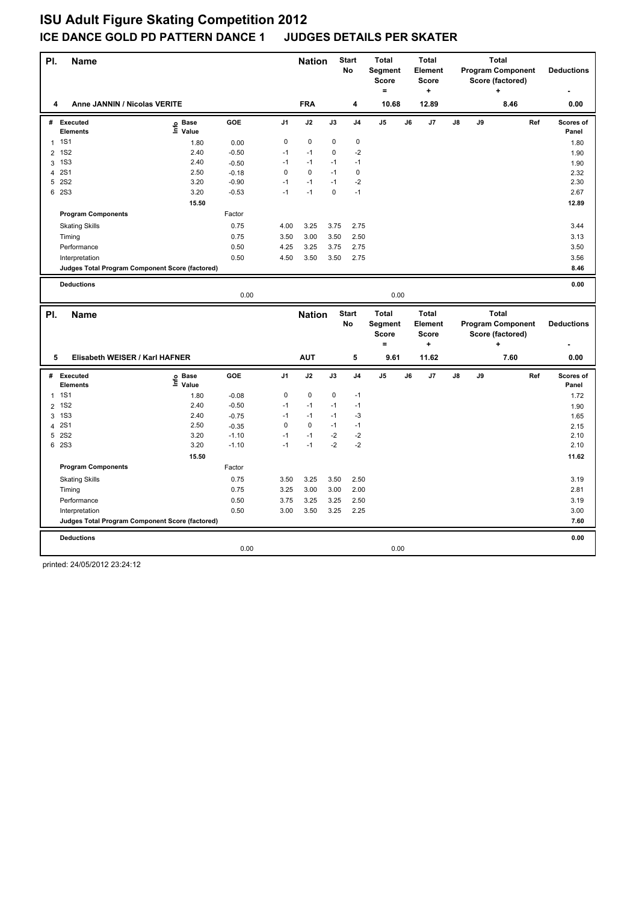# ISU Adult Figure Skating Competition 2012

## ICE DANCE GOLD PD PATTERN DANCE 1 JUDGES DETAILS PER SKATER

| Pl. | Name | Nation | Start No | Total Segment Score = | Total Element Score + | Total Program Component Score (factored) + | Deductions - |
|---|---|---|---|---|---|---|---|
| 4 | Anne JANNIN / Nicolas VERITE | FRA | 4 | 10.68 | 12.89 | 8.46 | 0.00 |

| # | Executed Elements | Info | Base Value | GOE | J1 | J2 | J3 | J4 | J5 | J6 | J7 | J8 | J9 | Ref | Scores of Panel |
|---|---|---|---|---|---|---|---|---|---|---|---|---|---|---|---|
| 1 | 1S1 | | 1.80 | 0.00 | 0 | 0 | 0 | 0 | | | | | | | 1.80 |
| 2 | 1S2 | | 2.40 | -0.50 | -1 | -1 | 0 | -2 | | | | | | | 1.90 |
| 3 | 1S3 | | 2.40 | -0.50 | -1 | -1 | -1 | -1 | | | | | | | 1.90 |
| 4 | 2S1 | | 2.50 | -0.18 | 0 | 0 | -1 | 0 | | | | | | | 2.32 |
| 5 | 2S2 | | 3.20 | -0.90 | -1 | -1 | -1 | -2 | | | | | | | 2.30 |
| 6 | 2S3 | | 3.20 | -0.53 | -1 | -1 | 0 | -1 | | | | | | | 2.67 |
| | | | 15.50 | | | | | | | | | | | | 12.89 |
| | **Program Components** | | | Factor | | | | | | | | | | | |
| | Skating Skills | | | 0.75 | 4.00 | 3.25 | 3.75 | 2.75 | | | | | | | 3.44 |
| | Timing | | | 0.75 | 3.50 | 3.00 | 3.50 | 2.50 | | | | | | | 3.13 |
| | Performance | | | 0.50 | 4.25 | 3.25 | 3.75 | 2.75 | | | | | | | 3.50 |
| | Interpretation | | | 0.50 | 4.50 | 3.50 | 3.50 | 2.75 | | | | | | | 3.56 |
| | **Judges Total Program Component Score (factored)** | | | | | | | | | | | | | | 8.46 |
| | **Deductions** | | | | | | | | | | | | | | 0.00 |
| | | | | 0.00 | | | | | 0.00 | | | | | | |

| Pl. | Name | Nation | Start No | Total Segment Score = | Total Element Score + | Total Program Component Score (factored) + | Deductions - |
|---|---|---|---|---|---|---|---|
| 5 | Elisabeth WEISER / Karl HAFNER | AUT | 5 | 9.61 | 11.62 | 7.60 | 0.00 |

| # | Executed Elements | Info | Base Value | GOE | J1 | J2 | J3 | J4 | J5 | J6 | J7 | J8 | J9 | Ref | Scores of Panel |
|---|---|---|---|---|---|---|---|---|---|---|---|---|---|---|---|
| 1 | 1S1 | | 1.80 | -0.08 | 0 | 0 | 0 | -1 | | | | | | | 1.72 |
| 2 | 1S2 | | 2.40 | -0.50 | -1 | -1 | -1 | -1 | | | | | | | 1.90 |
| 3 | 1S3 | | 2.40 | -0.75 | -1 | -1 | -1 | -3 | | | | | | | 1.65 |
| 4 | 2S1 | | 2.50 | -0.35 | 0 | 0 | -1 | -1 | | | | | | | 2.15 |
| 5 | 2S2 | | 3.20 | -1.10 | -1 | -1 | -2 | -2 | | | | | | | 2.10 |
| 6 | 2S3 | | 3.20 | -1.10 | -1 | -1 | -2 | -2 | | | | | | | 2.10 |
| | | | 15.50 | | | | | | | | | | | | 11.62 |
| | **Program Components** | | | Factor | | | | | | | | | | | |
| | Skating Skills | | | 0.75 | 3.50 | 3.25 | 3.50 | 2.50 | | | | | | | 3.19 |
| | Timing | | | 0.75 | 3.25 | 3.00 | 3.00 | 2.00 | | | | | | | 2.81 |
| | Performance | | | 0.50 | 3.75 | 3.25 | 3.25 | 2.50 | | | | | | | 3.19 |
| | Interpretation | | | 0.50 | 3.00 | 3.50 | 3.25 | 2.25 | | | | | | | 3.00 |
| | **Judges Total Program Component Score (factored)** | | | | | | | | | | | | | | 7.60 |
| | **Deductions** | | | | | | | | | | | | | | 0.00 |
| | | | | 0.00 | | | | | 0.00 | | | | | | |

printed: 24/05/2012 23:24:12